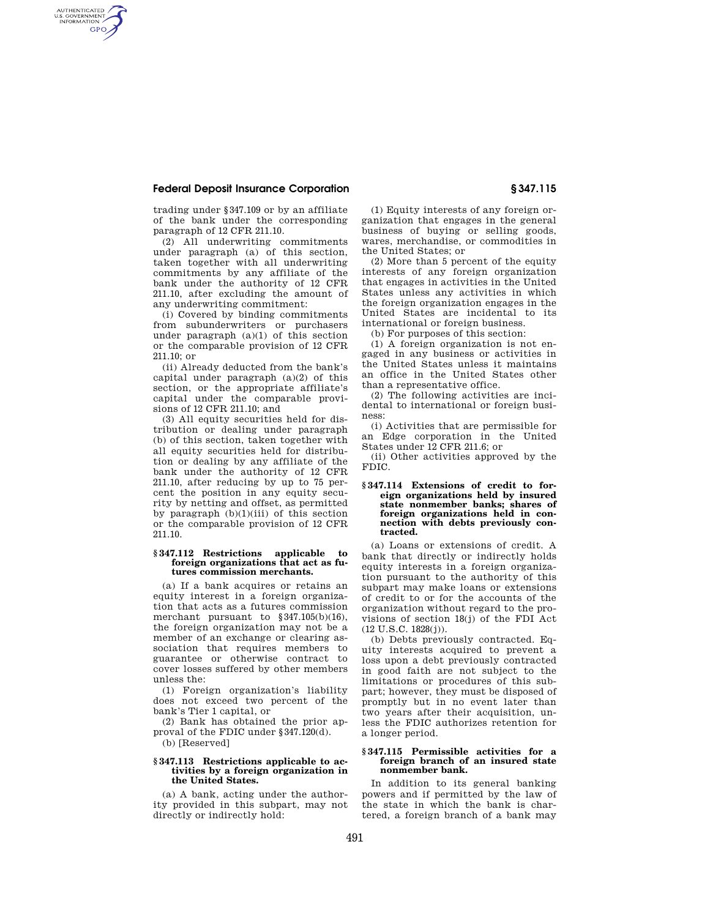trading under §347.109 or by an affiliate of the bank under the corresponding paragraph of 12 CFR 211.10.

(2) All underwriting commitments under paragraph (a) of this section, taken together with all underwriting commitments by any affiliate of the bank under the authority of 12 CFR 211.10, after excluding the amount of any underwriting commitment:

(i) Covered by binding commitments from subunderwriters or purchasers under paragraph (a)(1) of this section or the comparable provision of 12 CFR 211.10; or

(ii) Already deducted from the bank's capital under paragraph (a)(2) of this section, or the appropriate affiliate's capital under the comparable provisions of 12 CFR 211.10; and

(3) All equity securities held for distribution or dealing under paragraph (b) of this section, taken together with all equity securities held for distribution or dealing by any affiliate of the bank under the authority of 12 CFR 211.10, after reducing by up to 75 percent the position in any equity security by netting and offset, as permitted by paragraph (b)(1)(iii) of this section or the comparable provision of 12 CFR 211.10.

### §347.112 Restrictions applicable to foreign organizations that act as futures commission merchants.

(a) If a bank acquires or retains an equity interest in a foreign organization that acts as a futures commission merchant pursuant to §347.105(b)(16), the foreign organization may not be a member of an exchange or clearing association that requires members to guarantee or otherwise contract to cover losses suffered by other members unless the:

(1) Foreign organization's liability does not exceed two percent of the bank's Tier 1 capital, or

(2) Bank has obtained the prior approval of the FDIC under §347.120(d).

(b) [Reserved]

### §347.113 Restrictions applicable to activities by a foreign organization in the United States.

(a) A bank, acting under the authority provided in this subpart, may not directly or indirectly hold:

(1) Equity interests of any foreign organization that engages in the general business of buying or selling goods, wares, merchandise, or commodities in the United States; or

(2) More than 5 percent of the equity interests of any foreign organization that engages in activities in the United States unless any activities in which the foreign organization engages in the United States are incidental to its international or foreign business.

(b) For purposes of this section:

(1) A foreign organization is not engaged in any business or activities in the United States unless it maintains an office in the United States other than a representative office.

(2) The following activities are incidental to international or foreign business:

(i) Activities that are permissible for an Edge corporation in the United States under 12 CFR 211.6; or

(ii) Other activities approved by the FDIC.

### §347.114 Extensions of credit to foreign organizations held by insured state nonmember banks; shares of foreign organizations held in connection with debts previously contracted.

(a) *Loans or extensions of credit.* A bank that directly or indirectly holds equity interests in a foreign organization pursuant to the authority of this subpart may make loans or extensions of credit to or for the accounts of the organization without regard to the provisions of section 18(j) of the FDI Act (12 U.S.C. 1828(j)).

(b) *Debts previously contracted.* Equity interests acquired to prevent a loss upon a debt previously contracted in good faith are not subject to the limitations or procedures of this subpart; however, they must be disposed of promptly but in no event later than two years after their acquisition, unless the FDIC authorizes retention for a longer period.

### §347.115 Permissible activities for a foreign branch of an insured state nonmember bank.

In addition to its general banking powers and if permitted by the law of the state in which the bank is chartered, a foreign branch of a bank may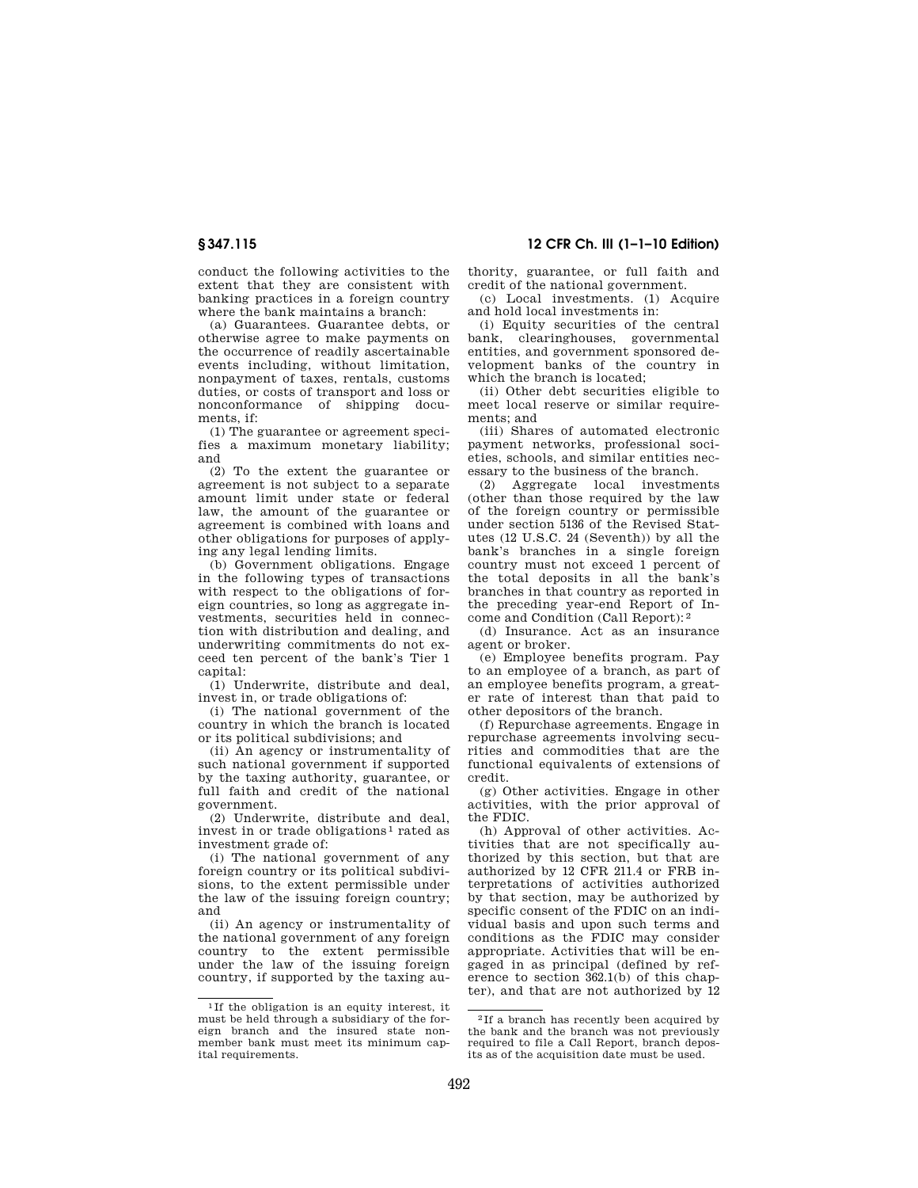conduct the following activities to the extent that they are consistent with banking practices in a foreign country where the bank maintains a branch:

(a) Guarantees. Guarantee debts, or otherwise agree to make payments on the occurrence of readily ascertainable events including, without limitation, nonpayment of taxes, rentals, customs duties, or costs of transport and loss or nonconformance of shipping documents, if:

(1) The guarantee or agreement specifies a maximum monetary liability; and

(2) To the extent the guarantee or agreement is not subject to a separate amount limit under state or federal law, the amount of the guarantee or agreement is combined with loans and other obligations for purposes of applying any legal lending limits.

(b) Government obligations. Engage in the following types of transactions with respect to the obligations of foreign countries, so long as aggregate investments, securities held in connection with distribution and dealing, and underwriting commitments do not exceed ten percent of the bank's Tier 1 capital:

(1) Underwrite, distribute and deal, invest in, or trade obligations of:

(i) The national government of the country in which the branch is located or its political subdivisions; and

(ii) An agency or instrumentality of such national government if supported by the taxing authority, guarantee, or full faith and credit of the national government.

(2) Underwrite, distribute and deal, invest in or trade obligations[1] rated as investment grade of:

(i) The national government of any foreign country or its political subdivisions, to the extent permissible under the law of the issuing foreign country; and

(ii) An agency or instrumentality of the national government of any foreign country to the extent permissible under the law of the issuing foreign country, if supported by the taxing authority, guarantee, or full faith and credit of the national government.

(c) Local investments. (1) Acquire and hold local investments in:

(i) Equity securities of the central bank, clearinghouses, governmental entities, and government sponsored development banks of the country in which the branch is located;

(ii) Other debt securities eligible to meet local reserve or similar requirements; and

(iii) Shares of automated electronic payment networks, professional societies, schools, and similar entities necessary to the business of the branch.

(2) Aggregate local investments (other than those required by the law of the foreign country or permissible under section 5136 of the Revised Statutes (12 U.S.C. 24 (Seventh)) by all the bank's branches in a single foreign country must not exceed 1 percent of the total deposits in all the bank's branches in that country as reported in the preceding year-end Report of Income and Condition (Call Report):[2]

(d) Insurance. Act as an insurance agent or broker.

(e) Employee benefits program. Pay to an employee of a branch, as part of an employee benefits program, a greater rate of interest than that paid to other depositors of the branch.

(f) Repurchase agreements. Engage in repurchase agreements involving securities and commodities that are the functional equivalents of extensions of credit.

(g) Other activities. Engage in other activities, with the prior approval of the FDIC.

(h) Approval of other activities. Activities that are not specifically authorized by this section, but that are authorized by 12 CFR 211.4 or FRB interpretations of activities authorized by that section, may be authorized by specific consent of the FDIC on an individual basis and upon such terms and conditions as the FDIC may consider appropriate. Activities that will be engaged in as principal (defined by reference to section 362.1(b) of this chapter), and that are not authorized by 12

---

[1] If the obligation is an equity interest, it must be held through a subsidiary of the foreign branch and the insured state nonmember bank must meet its minimum capital requirements.

[2] If a branch has recently been acquired by the bank and the branch was not previously required to file a Call Report, branch deposits as of the acquisition date must be used.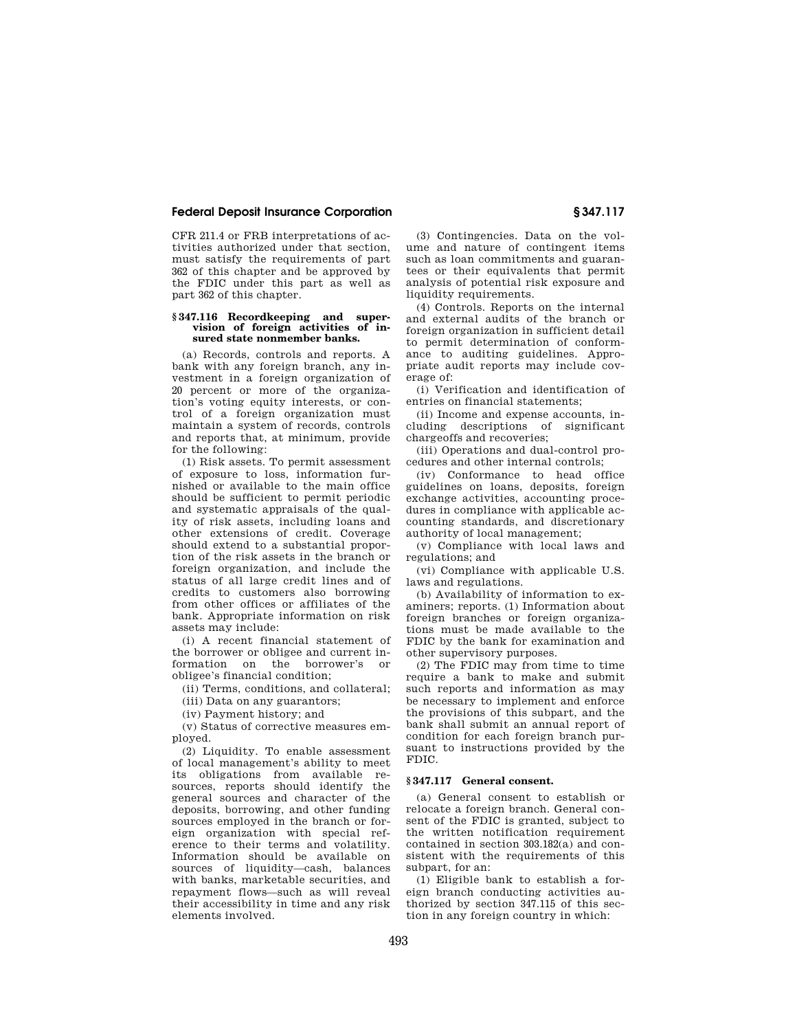CFR 211.4 or FRB interpretations of activities authorized under that section, must satisfy the requirements of part 362 of this chapter and be approved by the FDIC under this part as well as part 362 of this chapter.

### § 347.116 Recordkeeping and supervision of foreign activities of insured state nonmember banks.

(a) *Records, controls and reports.* A bank with any foreign branch, any investment in a foreign organization of 20 percent or more of the organization's voting equity interests, or control of a foreign organization must maintain a system of records, controls and reports that, at minimum, provide for the following:

(1) *Risk assets.* To permit assessment of exposure to loss, information furnished or available to the main office should be sufficient to permit periodic and systematic appraisals of the quality of risk assets, including loans and other extensions of credit. Coverage should extend to a substantial proportion of the risk assets in the branch or foreign organization, and include the status of all large credit lines and of credits to customers also borrowing from other offices or affiliates of the bank. Appropriate information on risk assets may include:

(i) A recent financial statement of the borrower or obligee and current information on the borrower's or obligee's financial condition;

(ii) Terms, conditions, and collateral;

(iii) Data on any guarantors;

(iv) Payment history; and

(v) Status of corrective measures employed.

(2) *Liquidity.* To enable assessment of local management's ability to meet its obligations from available resources, reports should identify the general sources and character of the deposits, borrowing, and other funding sources employed in the branch or foreign organization with special reference to their terms and volatility. Information should be available on sources of liquidity—cash, balances with banks, marketable securities, and repayment flows—such as will reveal their accessibility in time and any risk elements involved.

(3) *Contingencies.* Data on the volume and nature of contingent items such as loan commitments and guarantees or their equivalents that permit analysis of potential risk exposure and liquidity requirements.

(4) *Controls.* Reports on the internal and external audits of the branch or foreign organization in sufficient detail to permit determination of conformance to auditing guidelines. Appropriate audit reports may include coverage of:

(i) Verification and identification of entries on financial statements;

(ii) Income and expense accounts, including descriptions of significant chargeoffs and recoveries;

(iii) Operations and dual-control procedures and other internal controls;

(iv) Conformance to head office guidelines on loans, deposits, foreign exchange activities, accounting procedures in compliance with applicable accounting standards, and discretionary authority of local management;

(v) Compliance with local laws and regulations; and

(vi) Compliance with applicable U.S. laws and regulations.

(b) *Availability of information to examiners; reports.* (1) Information about foreign branches or foreign organizations must be made available to the FDIC by the bank for examination and other supervisory purposes.

(2) The FDIC may from time to time require a bank to make and submit such reports and information as may be necessary to implement and enforce the provisions of this subpart, and the bank shall submit an annual report of condition for each foreign branch pursuant to instructions provided by the FDIC.

### § 347.117 General consent.

(a) *General consent to establish or relocate a foreign branch.* General consent of the FDIC is granted, subject to the written notification requirement contained in section 303.182(a) and consistent with the requirements of this subpart, for an:

(1) Eligible bank to establish a foreign branch conducting activities authorized by section 347.115 of this section in any foreign country in which: